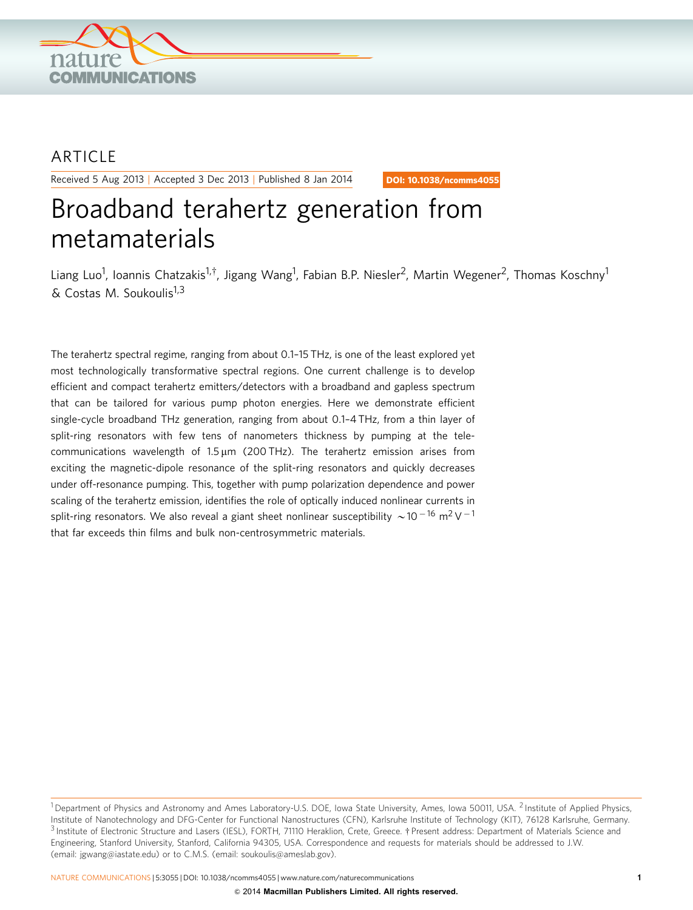ARTICLE

Received 5 Aug 2013 | Accepted 3 Dec 2013 | Published 8 Jan 2014

DOI: 10.1038/ncomms4055

# Broadband terahertz generation from metamaterials

Liang Luo[1], Ioannis Chatzakis[1,†], Jigang Wang[1], Fabian B.P. Niesler[2], Martin Wegener[2], Thomas Koschny[1] & Costas M. Soukoulis[1,3]

The terahertz spectral regime, ranging from about 0.1–15 THz, is one of the least explored yet most technologically transformative spectral regions. One current challenge is to develop efficient and compact terahertz emitters/detectors with a broadband and gapless spectrum that can be tailored for various pump photon energies. Here we demonstrate efficient single-cycle broadband THz generation, ranging from about 0.1–4 THz, from a thin layer of split-ring resonators with few tens of nanometers thickness by pumping at the telecommunications wavelength of 1.5 μm (200 THz). The terahertz emission arises from exciting the magnetic-dipole resonance of the split-ring resonators and quickly decreases under off-resonance pumping. This, together with pump polarization dependence and power scaling of the terahertz emission, identifies the role of optically induced nonlinear currents in split-ring resonators. We also reveal a giant sheet nonlinear susceptibility $\sim 10^{-16}$ m$^2$ V$^{-1}$ that far exceeds thin films and bulk non-centrosymmetric materials.

[1] Department of Physics and Astronomy and Ames Laboratory-U.S. DOE, Iowa State University, Ames, Iowa 50011, USA. [2] Institute of Applied Physics, Institute of Nanotechnology and DFG-Center for Functional Nanostructures (CFN), Karlsruhe Institute of Technology (KIT), 76128 Karlsruhe, Germany. [3] Institute of Electronic Structure and Lasers (IESL), FORTH, 71110 Heraklion, Crete, Greece. † Present address: Department of Materials Science and Engineering, Stanford University, Stanford, California 94305, USA. Correspondence and requests for materials should be addressed to J.W. (email: jgwang@iastate.edu) or to C.M.S. (email: soukoulis@ameslab.gov).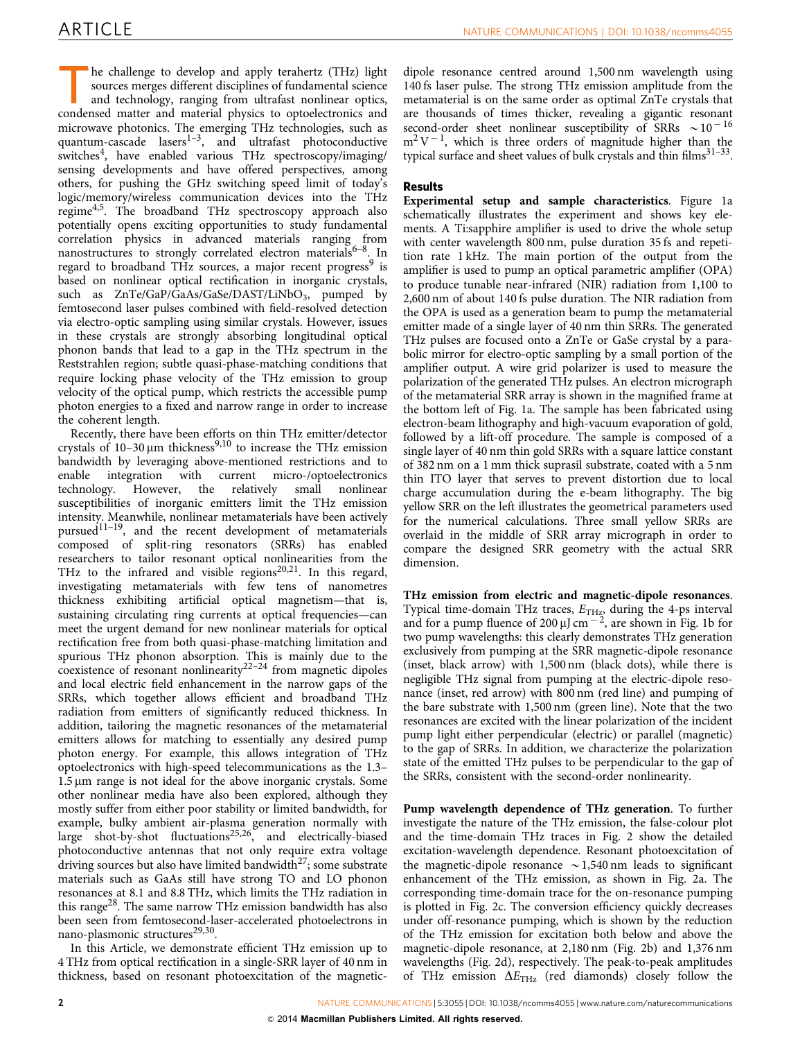The challenge to develop and apply terahertz (THz) light sources merges different disciplines of fundamental science and technology, ranging from ultrafast nonlinear optics, condensed matter and material physics to optoelectronics and microwave photonics. The emerging THz technologies, such as quantum-cascade lasers[1–3], and ultrafast photoconductive switches[4], have enabled various THz spectroscopy/imaging/sensing developments and have offered perspectives, among others, for pushing the GHz switching speed limit of today's logic/memory/wireless communication devices into the THz regime[4,5]. The broadband THz spectroscopy approach also potentially opens exciting opportunities to study fundamental correlation physics in advanced materials ranging from nanostructures to strongly correlated electron materials[6–8]. In regard to broadband THz sources, a major recent progress[9] is based on nonlinear optical rectification in inorganic crystals, such as ZnTe/GaP/GaAs/GaSe/DAST/$LiNbO_3$, pumped by femtosecond laser pulses combined with field-resolved detection via electro-optic sampling using similar crystals. However, issues in these crystals are strongly absorbing longitudinal optical phonon bands that lead to a gap in the THz spectrum in the Reststrahlen region; subtle quasi-phase-matching conditions that require locking phase velocity of the THz emission to group velocity of the optical pump, which restricts the accessible pump photon energies to a fixed and narrow range in order to increase the coherent length.

Recently, there have been efforts on thin THz emitter/detector crystals of 10–30 μm thickness[9,10] to increase the THz emission bandwidth by leveraging above-mentioned restrictions and to enable integration with current micro-/optoelectronics technology. However, the relatively small nonlinear susceptibilities of inorganic emitters limit the THz emission intensity. Meanwhile, nonlinear metamaterials have been actively pursued[11–19], and the recent development of metamaterials composed of split-ring resonators (SRRs) has enabled researchers to tailor resonant optical nonlinearities from the THz to the infrared and visible regions[20,21]. In this regard, investigating metamaterials with few tens of nanometres thickness exhibiting artificial optical magnetism—that is, sustaining circulating ring currents at optical frequencies—can meet the urgent demand for new nonlinear materials for optical rectification free from both quasi-phase-matching limitation and spurious THz phonon absorption. This is mainly due to the coexistence of resonant nonlinearity[22–24] from magnetic dipoles and local electric field enhancement in the narrow gaps of the SRRs, which together allows efficient and broadband THz radiation from emitters of significantly reduced thickness. In addition, tailoring the magnetic resonances of the metamaterial emitters allows for matching to essentially any desired pump photon energy. For example, this allows integration of THz optoelectronics with high-speed telecommunications as the 1.3–1.5 μm range is not ideal for the above inorganic crystals. Some other nonlinear media have also been explored, although they mostly suffer from either poor stability or limited bandwidth, for example, bulky ambient air-plasma generation normally with large shot-by-shot fluctuations[25,26], and electrically-biased photoconductive antennas that not only require extra voltage driving sources but also have limited bandwidth[27]; some substrate materials such as GaAs still have strong TO and LO phonon resonances at 8.1 and 8.8 THz, which limits the THz radiation in this range[28]. The same narrow THz emission bandwidth has also been seen from femtosecond-laser-accelerated photoelectrons in nano-plasmonic structures[29,30].

In this Article, we demonstrate efficient THz emission up to 4 THz from optical rectification in a single-SRR layer of 40 nm in thickness, based on resonant photoexcitation of the magnetic-dipole resonance centred around 1,500 nm wavelength using 140 fs laser pulse. The strong THz emission amplitude from the metamaterial is on the same order as optimal ZnTe crystals that are thousands of times thicker, revealing a gigantic resonant second-order sheet nonlinear susceptibility of SRRs $\sim 10^{-16}$ $m^2 V^{-1}$, which is three orders of magnitude higher than the typical surface and sheet values of bulk crystals and thin films[31–33].

## Results

**Experimental setup and sample characteristics**. Figure 1a schematically illustrates the experiment and shows key elements. A Ti:sapphire amplifier is used to drive the whole setup with center wavelength 800 nm, pulse duration 35 fs and repetition rate 1 kHz. The main portion of the output from the amplifier is used to pump an optical parametric amplifier (OPA) to produce tunable near-infrared (NIR) radiation from 1,100 to 2,600 nm of about 140 fs pulse duration. The NIR radiation from the OPA is used as a generation beam to pump the metamaterial emitter made of a single layer of 40 nm thin SRRs. The generated THz pulses are focused onto a ZnTe or GaSe crystal by a parabolic mirror for electro-optic sampling by a small portion of the amplifier output. A wire grid polarizer is used to measure the polarization of the generated THz pulses. An electron micrograph of the metamaterial SRR array is shown in the magnified frame at the bottom left of Fig. 1a. The sample has been fabricated using electron-beam lithography and high-vacuum evaporation of gold, followed by a lift-off procedure. The sample is composed of a single layer of 40 nm thin gold SRRs with a square lattice constant of 382 nm on a 1 mm thick suprasil substrate, coated with a 5 nm thin ITO layer that serves to prevent distortion due to local charge accumulation during the e-beam lithography. The big yellow SRR on the left illustrates the geometrical parameters used for the numerical calculations. Three small yellow SRRs are overlaid in the middle of SRR array micrograph in order to compare the designed SRR geometry with the actual SRR dimension.

**THz emission from electric and magnetic-dipole resonances**. Typical time-domain THz traces, $E_{THz}$, during the 4-ps interval and for a pump fluence of 200 μJ $cm^{-2}$, are shown in Fig. 1b for two pump wavelengths: this clearly demonstrates THz generation exclusively from pumping at the SRR magnetic-dipole resonance (inset, black arrow) with 1,500 nm (black dots), while there is negligible THz signal from pumping at the electric-dipole resonance (inset, red arrow) with 800 nm (red line) and pumping of the bare substrate with 1,500 nm (green line). Note that the two resonances are excited with the linear polarization of the incident pump light either perpendicular (electric) or parallel (magnetic) to the gap of SRRs. In addition, we characterize the polarization state of the emitted THz pulses to be perpendicular to the gap of the SRRs, consistent with the second-order nonlinearity.

**Pump wavelength dependence of THz generation**. To further investigate the nature of the THz emission, the false-colour plot and the time-domain THz traces in Fig. 2 show the detailed excitation-wavelength dependence. Resonant photoexcitation of the magnetic-dipole resonance $\sim$1,540 nm leads to significant enhancement of the THz emission, as shown in Fig. 2a. The corresponding time-domain trace for the on-resonance pumping is plotted in Fig. 2c. The conversion efficiency quickly decreases under off-resonance pumping, which is shown by the reduction of the THz emission for excitation both below and above the magnetic-dipole resonance, at 2,180 nm (Fig. 2b) and 1,376 nm wavelengths (Fig. 2d), respectively. The peak-to-peak amplitudes of THz emission $\Delta E_{THz}$ (red diamonds) closely follow the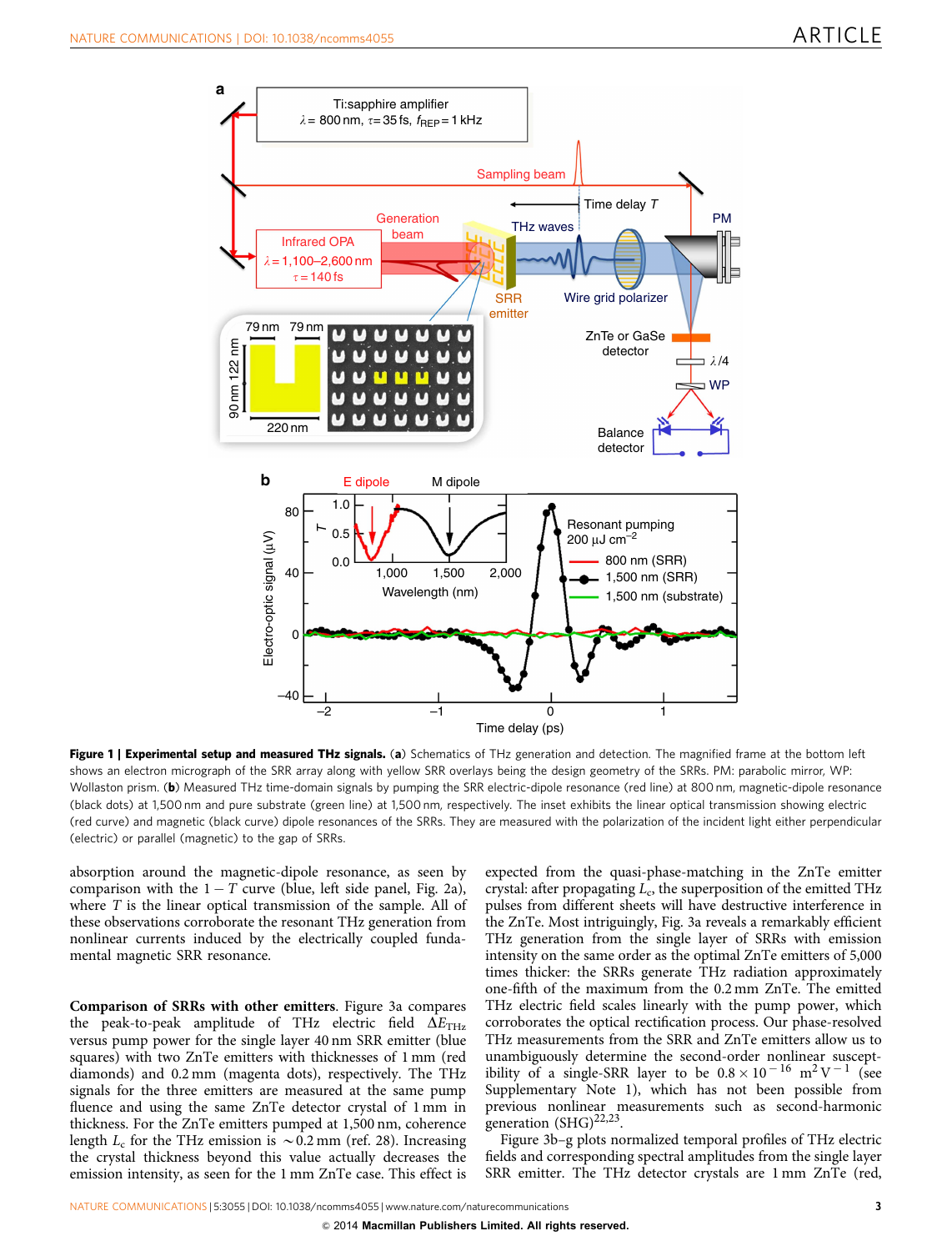**Figure 1 | Experimental setup and measured THz signals.** (**a**) Schematics of THz generation and detection. The magnified frame at the bottom left shows an electron micrograph of the SRR array along with yellow SRR overlays being the design geometry of the SRRs. PM: parabolic mirror, WP: Wollaston prism. (**b**) Measured THz time-domain signals by pumping the SRR electric-dipole resonance (red line) at 800 nm, magnetic-dipole resonance (black dots) at 1,500 nm and pure substrate (green line) at 1,500 nm, respectively. The inset exhibits the linear optical transmission showing electric (red curve) and magnetic (black curve) dipole resonances of the SRRs. They are measured with the polarization of the incident light either perpendicular (electric) or parallel (magnetic) to the gap of SRRs.

absorption around the magnetic-dipole resonance, as seen by comparison with the $1-T$ curve (blue, left side panel, Fig. 2a), where $T$ is the linear optical transmission of the sample. All of these observations corroborate the resonant THz generation from nonlinear currents induced by the electrically coupled fundamental magnetic SRR resonance.

**Comparison of SRRs with other emitters**. Figure 3a compares the peak-to-peak amplitude of THz electric field $\Delta E_{\mathrm{THz}}$ versus pump power for the single layer 40 nm SRR emitter (blue squares) with two ZnTe emitters with thicknesses of 1 mm (red diamonds) and 0.2 mm (magenta dots), respectively. The THz signals for the three emitters are measured at the same pump fluence and using the same ZnTe detector crystal of 1 mm in thickness. For the ZnTe emitters pumped at 1,500 nm, coherence length $L_c$ for the THz emission is $\sim$0.2 mm (ref. 28). Increasing the crystal thickness beyond this value actually decreases the emission intensity, as seen for the 1 mm ZnTe case. This effect is expected from the quasi-phase-matching in the ZnTe emitter crystal: after propagating $L_c$, the superposition of the emitted THz pulses from different sheets will have destructive interference in the ZnTe. Most intriguingly, Fig. 3a reveals a remarkably efficient THz generation from the single layer of SRRs with emission intensity on the same order as the optimal ZnTe emitters of 5,000 times thicker: the SRRs generate THz radiation approximately one-fifth of the maximum from the 0.2 mm ZnTe. The emitted THz electric field scales linearly with the pump power, which corroborates the optical rectification process. Our phase-resolved THz measurements from the SRR and ZnTe emitters allow us to unambiguously determine the second-order nonlinear susceptibility of a single-SRR layer to be $0.8\times10^{-16}$ $\mathrm{m^2\,V^{-1}}$ (see Supplementary Note 1), which has not been possible from previous nonlinear measurements such as second-harmonic generation (SHG)[22,23].

Figure 3b–g plots normalized temporal profiles of THz electric fields and corresponding spectral amplitudes from the single layer SRR emitter. The THz detector crystals are 1 mm ZnTe (red,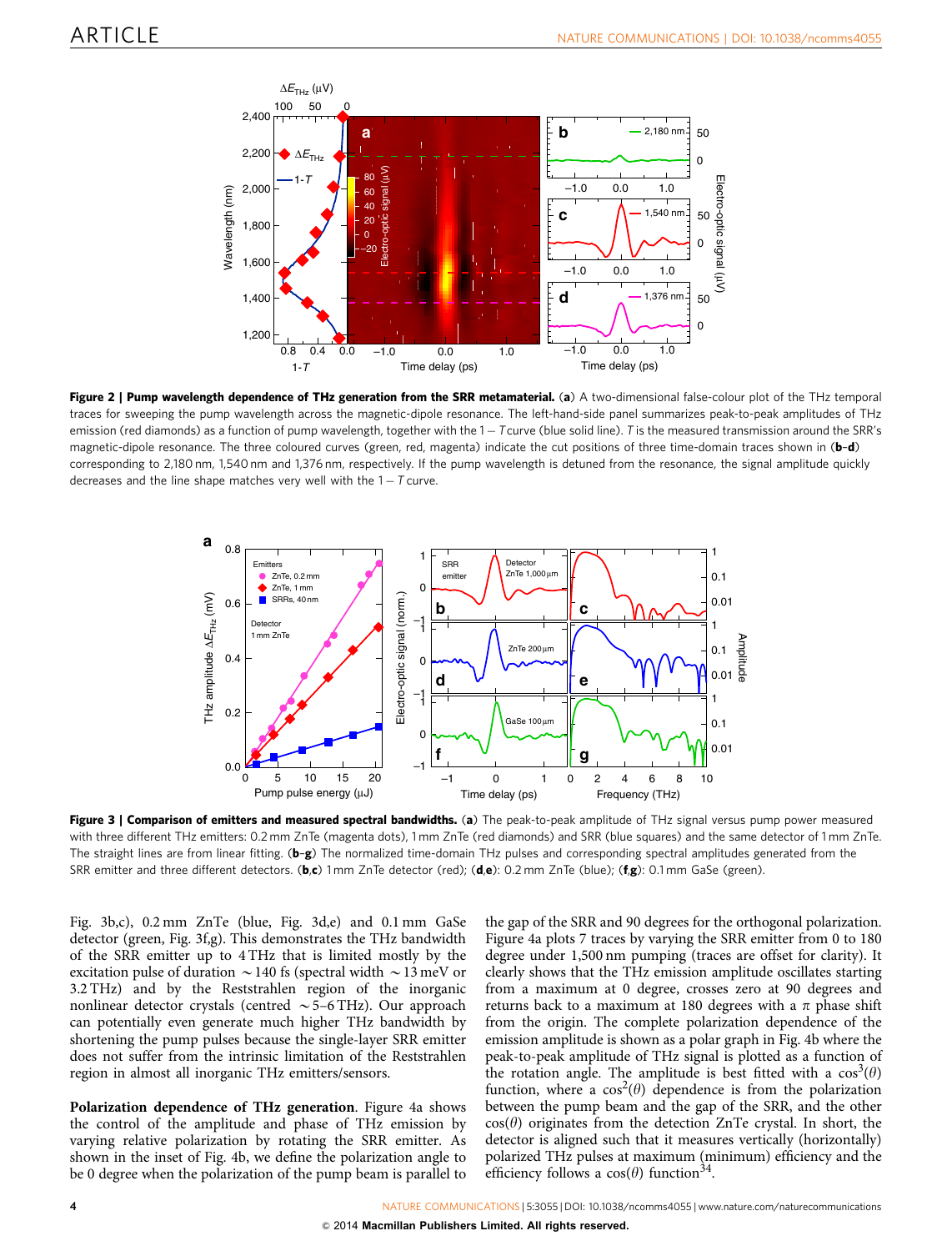**Figure 2 | Pump wavelength dependence of THz generation from the SRR metamaterial.** (**a**) A two-dimensional false-colour plot of the THz temporal traces for sweeping the pump wavelength across the magnetic-dipole resonance. The left-hand-side panel summarizes peak-to-peak amplitudes of THz emission (red diamonds) as a function of pump wavelength, together with the $1-T$ curve (blue solid line). $T$ is the measured transmission around the SRR's magnetic-dipole resonance. The three coloured curves (green, red, magenta) indicate the cut positions of three time-domain traces shown in (**b**–**d**) corresponding to 2,180 nm, 1,540 nm and 1,376 nm, respectively. If the pump wavelength is detuned from the resonance, the signal amplitude quickly decreases and the line shape matches very well with the $1-T$ curve.

**Figure 3 | Comparison of emitters and measured spectral bandwidths.** (**a**) The peak-to-peak amplitude of THz signal versus pump power measured with three different THz emitters: 0.2 mm ZnTe (magenta dots), 1 mm ZnTe (red diamonds) and SRR (blue squares) and the same detector of 1 mm ZnTe. The straight lines are from linear fitting. (**b**–**g**) The normalized time-domain THz pulses and corresponding spectral amplitudes generated from the SRR emitter and three different detectors. (**b**,**c**) 1 mm ZnTe detector (red); (**d**,**e**): 0.2 mm ZnTe (blue); (**f**,**g**): 0.1 mm GaSe (green).

Fig. 3b,c), 0.2 mm ZnTe (blue, Fig. 3d,e) and 0.1 mm GaSe detector (green, Fig. 3f,g). This demonstrates the THz bandwidth of the SRR emitter up to 4 THz that is limited mostly by the excitation pulse of duration ~140 fs (spectral width ~13 meV or 3.2 THz) and by the Reststrahlen region of the inorganic nonlinear detector crystals (centred ~5–6 THz). Our approach can potentially even generate much higher THz bandwidth by shortening the pump pulses because the single-layer SRR emitter does not suffer from the intrinsic limitation of the Reststrahlen region in almost all inorganic THz emitters/sensors.

**Polarization dependence of THz generation**. Figure 4a shows the control of the amplitude and phase of THz emission by varying relative polarization by rotating the SRR emitter. As shown in the inset of Fig. 4b, we define the polarization angle to be 0 degree when the polarization of the pump beam is parallel to the gap of the SRR and 90 degrees for the orthogonal polarization. Figure 4a plots 7 traces by varying the SRR emitter from 0 to 180 degree under 1,500 nm pumping (traces are offset for clarity). It clearly shows that the THz emission amplitude oscillates starting from a maximum at 0 degree, crosses zero at 90 degrees and returns back to a maximum at 180 degrees with a $\pi$ phase shift from the origin. The complete polarization dependence of the emission amplitude is shown as a polar graph in Fig. 4b where the peak-to-peak amplitude of THz signal is plotted as a function of the rotation angle. The amplitude is best fitted with a $\cos^3(\theta)$ function, where a $\cos^2(\theta)$ dependence is from the polarization between the pump beam and the gap of the SRR, and the other $\cos(\theta)$ originates from the detection ZnTe crystal. In short, the detector is aligned such that it measures vertically (horizontally) polarized THz pulses at maximum (minimum) efficiency and the efficiency follows a $\cos(\theta)$ function[34].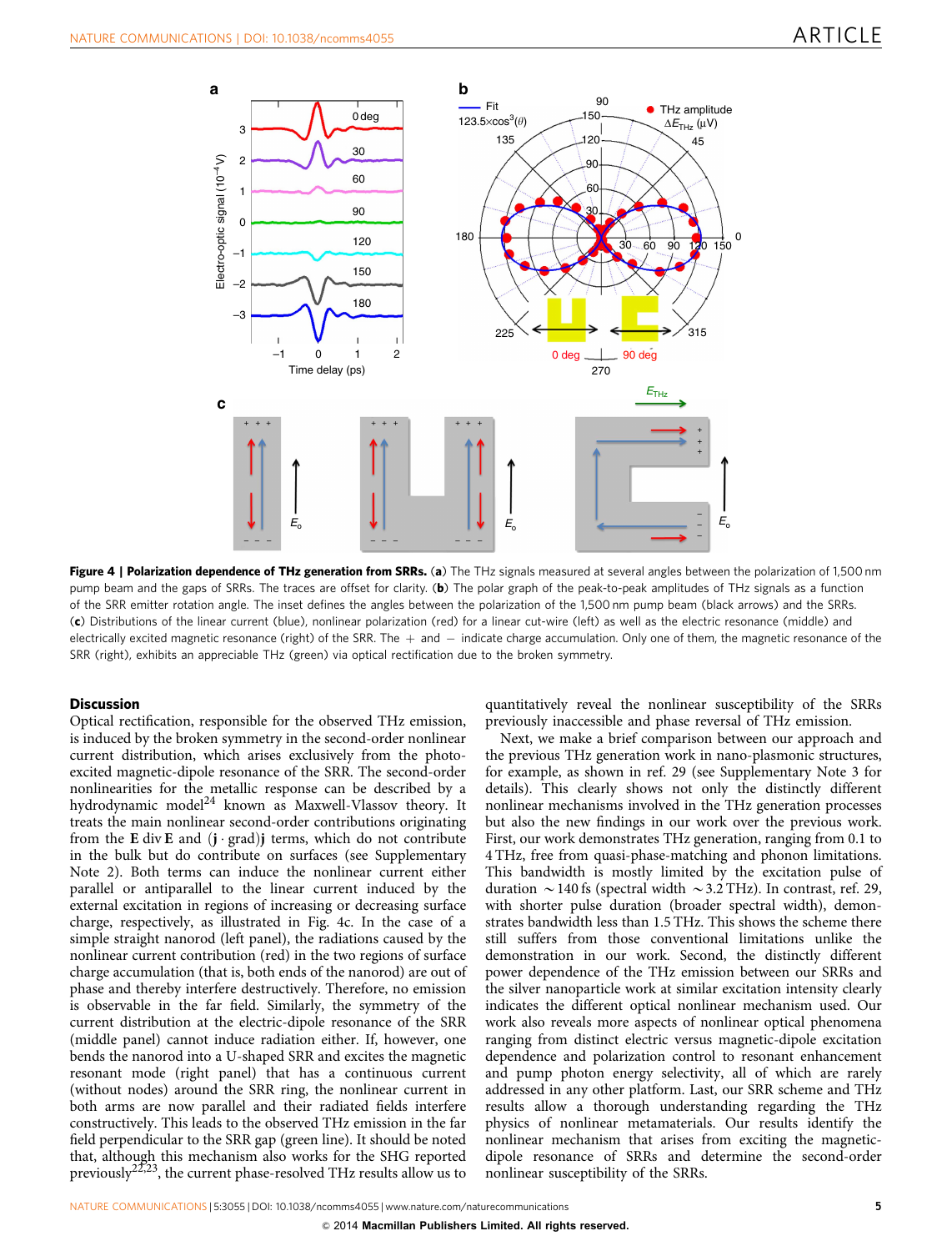**Figure 4 | Polarization dependence of THz generation from SRRs.** (**a**) The THz signals measured at several angles between the polarization of 1,500 nm pump beam and the gaps of SRRs. The traces are offset for clarity. (**b**) The polar graph of the peak-to-peak amplitudes of THz signals as a function of the SRR emitter rotation angle. The inset defines the angles between the polarization of the 1,500 nm pump beam (black arrows) and the SRRs. (**c**) Distributions of the linear current (blue), nonlinear polarization (red) for a linear cut-wire (left) as well as the electric resonance (middle) and electrically excited magnetic resonance (right) of the SRR. The + and − indicate charge accumulation. Only one of them, the magnetic resonance of the SRR (right), exhibits an appreciable THz (green) via optical rectification due to the broken symmetry.

## Discussion

Optical rectification, responsible for the observed THz emission, is induced by the broken symmetry in the second-order nonlinear current distribution, which arises exclusively from the photo-excited magnetic-dipole resonance of the SRR. The second-order nonlinearities for the metallic response can be described by a hydrodynamic model[24] known as Maxwell-Vlassov theory. It treats the main nonlinear second-order contributions originating from the **E** div **E** and (**j** · grad)**j** terms, which do not contribute in the bulk but do contribute on surfaces (see Supplementary Note 2). Both terms can induce the nonlinear current either parallel or antiparallel to the linear current induced by the external excitation in regions of increasing or decreasing surface charge, respectively, as illustrated in Fig. 4c. In the case of a simple straight nanorod (left panel), the radiations caused by the nonlinear current contribution (red) in the two regions of surface charge accumulation (that is, both ends of the nanorod) are out of phase and thereby interfere destructively. Therefore, no emission is observable in the far field. Similarly, the symmetry of the current distribution at the electric-dipole resonance of the SRR (middle panel) cannot induce radiation either. If, however, one bends the nanorod into a U-shaped SRR and excites the magnetic resonant mode (right panel) that has a continuous current (without nodes) around the SRR ring, the nonlinear current in both arms are now parallel and their radiated fields interfere constructively. This leads to the observed THz emission in the far field perpendicular to the SRR gap (green line). It should be noted that, although this mechanism also works for the SHG reported previously[22,23], the current phase-resolved THz results allow us to quantitatively reveal the nonlinear susceptibility of the SRRs previously inaccessible and phase reversal of THz emission.

Next, we make a brief comparison between our approach and the previous THz generation work in nano-plasmonic structures, for example, as shown in ref. 29 (see Supplementary Note 3 for details). This clearly shows not only the distinctly different nonlinear mechanisms involved in the THz generation processes but also the new findings in our work over the previous work. First, our work demonstrates THz generation, ranging from 0.1 to 4 THz, free from quasi-phase-matching and phonon limitations. This bandwidth is mostly limited by the excitation pulse of duration ~140 fs (spectral width ~3.2 THz). In contrast, ref. 29, with shorter pulse duration (broader spectral width), demonstrates bandwidth less than 1.5 THz. This shows the scheme there still suffers from those conventional limitations unlike the demonstration in our work. Second, the distinctly different power dependence of the THz emission between our SRRs and the silver nanoparticle work at similar excitation intensity clearly indicates the different optical nonlinear mechanism used. Our work also reveals more aspects of nonlinear optical phenomena ranging from distinct electric versus magnetic-dipole excitation dependence and polarization control to resonant enhancement and pump photon energy selectivity, all of which are rarely addressed in any other platform. Last, our SRR scheme and THz results allow a thorough understanding regarding the THz physics of nonlinear metamaterials. Our results identify the nonlinear mechanism that arises from exciting the magnetic-dipole resonance of SRRs and determine the second-order nonlinear susceptibility of the SRRs.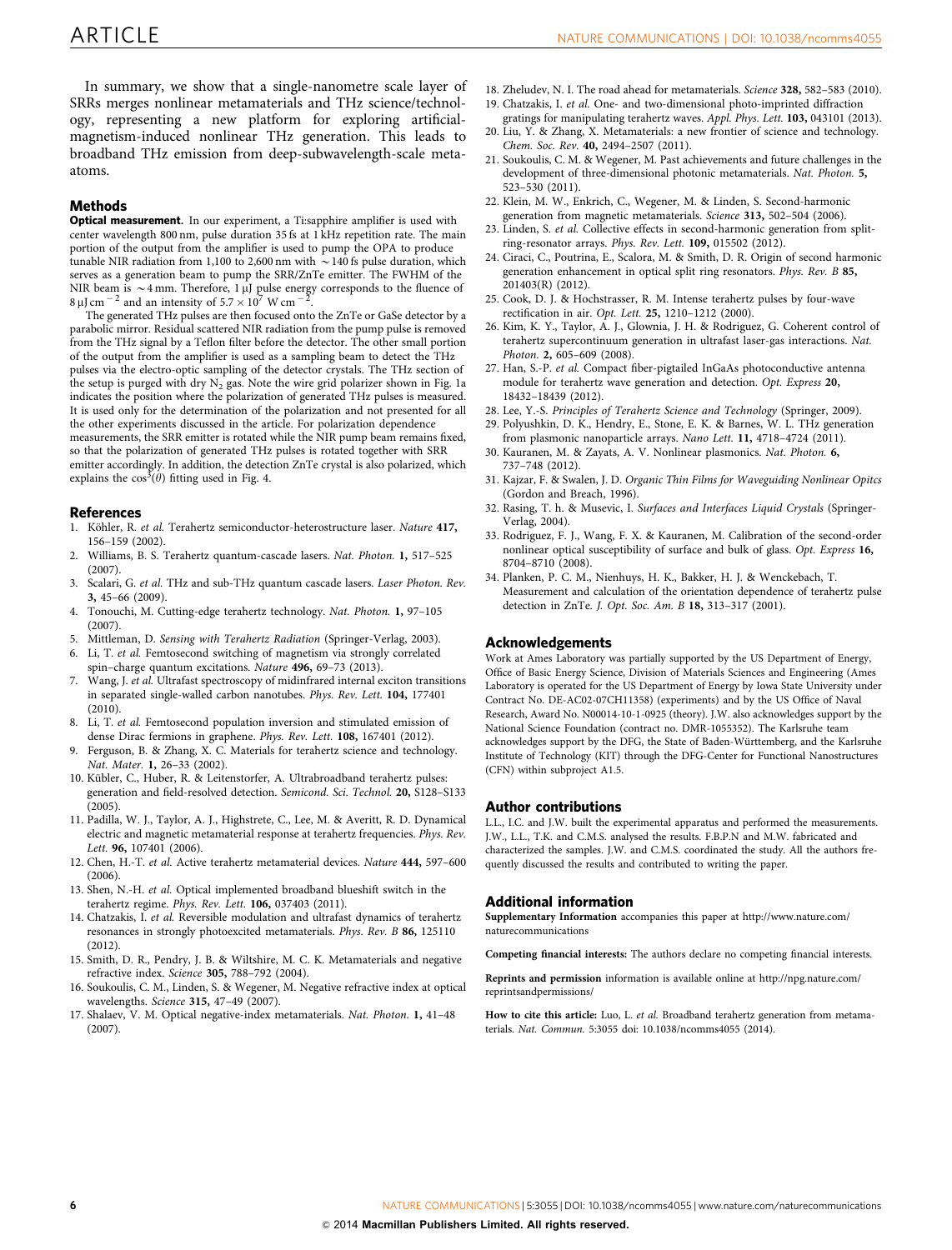In summary, we show that a single-nanometre scale layer of SRRs merges nonlinear metamaterials and THz science/technology, representing a new platform for exploring artificial-magnetism-induced nonlinear THz generation. This leads to broadband THz emission from deep-subwavelength-scale meta-atoms.

## Methods

**Optical measurement**. In our experiment, a Ti:sapphire amplifier is used with center wavelength 800 nm, pulse duration 35 fs at 1 kHz repetition rate. The main portion of the output from the amplifier is used to pump the OPA to produce tunable NIR radiation from 1,100 to 2,600 nm with ~140 fs pulse duration, which serves as a generation beam to pump the SRR/ZnTe emitter. The FWHM of the NIR beam is ~4 mm. Therefore, 1 μJ pulse energy corresponds to the fluence of 8 μJ cm$^{-2}$ and an intensity of $5.7 \times 10^7$ W cm$^{-2}$.

The generated THz pulses are then focused onto the ZnTe or GaSe detector by a parabolic mirror. Residual scattered NIR radiation from the pump pulse is removed from the THz signal by a Teflon filter before the detector. The other small portion of the output from the amplifier is used as a sampling beam to detect the THz pulses via the electro-optic sampling of the detector crystals. The THz section of the setup is purged with dry $N_2$ gas. Note the wire grid polarizer shown in Fig. 1a indicates the position where the polarization of generated THz pulses is measured. It is used only for the determination of the polarization and not presented for all the other experiments discussed in the article. For polarization dependence measurements, the SRR emitter is rotated while the NIR pump beam remains fixed, so that the polarization of generated THz pulses is rotated together with SRR emitter accordingly. In addition, the detection ZnTe crystal is also polarized, which explains the $\cos^3(\theta)$ fitting used in Fig. 4.

## References

1. Köhler, R. *et al.* Terahertz semiconductor-heterostructure laser. *Nature* **417,** 156–159 (2002).
2. Williams, B. S. Terahertz quantum-cascade lasers. *Nat. Photon.* **1,** 517–525 (2007).
3. Scalari, G. *et al.* THz and sub-THz quantum cascade lasers. *Laser Photon. Rev.* **3,** 45–66 (2009).
4. Tonouchi, M. Cutting-edge terahertz technology. *Nat. Photon.* **1,** 97–105 (2007).
5. Mittleman, D. *Sensing with Terahertz Radiation* (Springer-Verlag, 2003).
6. Li, T. *et al.* Femtosecond switching of magnetism via strongly correlated spin–charge quantum excitations. *Nature* **496,** 69–73 (2013).
7. Wang, J. *et al.* Ultrafast spectroscopy of midinfrared internal exciton transitions in separated single-walled carbon nanotubes. *Phys. Rev. Lett.* **104,** 177401 (2010).
8. Li, T. *et al.* Femtosecond population inversion and stimulated emission of dense Dirac fermions in graphene. *Phys. Rev. Lett.* **108,** 167401 (2012).
9. Ferguson, B. & Zhang, X. C. Materials for terahertz science and technology. *Nat. Mater.* **1,** 26–33 (2002).
10. Kübler, C., Huber, R. & Leitenstorfer, A. Ultrabroadband terahertz pulses: generation and field-resolved detection. *Semicond. Sci. Technol.* **20,** S128–S133 (2005).
11. Padilla, W. J., Taylor, A. J., Highstrete, C., Lee, M. & Averitt, R. D. Dynamical electric and magnetic metamaterial response at terahertz frequencies. *Phys. Rev. Lett.* **96,** 107401 (2006).
12. Chen, H.-T. *et al.* Active terahertz metamaterial devices. *Nature* **444,** 597–600 (2006).
13. Shen, N.-H. *et al.* Optical implemented broadband blueshift switch in the terahertz regime. *Phys. Rev. Lett.* **106,** 037403 (2011).
14. Chatzakis, I. *et al.* Reversible modulation and ultrafast dynamics of terahertz resonances in strongly photoexcited metamaterials. *Phys. Rev. B* **86,** 125110 (2012).
15. Smith, D. R., Pendry, J. B. & Wiltshire, M. C. K. Metamaterials and negative refractive index. *Science* **305,** 788–792 (2004).
16. Soukoulis, C. M., Linden, S. & Wegener, M. Negative refractive index at optical wavelengths. *Science* **315,** 47–49 (2007).
17. Shalaev, V. M. Optical negative-index metamaterials. *Nat. Photon.* **1,** 41–48 (2007).
18. Zheludev, N. I. The road ahead for metamaterials. *Science* **328,** 582–583 (2010).
19. Chatzakis, I. *et al.* One- and two-dimensional photo-imprinted diffraction gratings for manipulating terahertz waves. *Appl. Phys. Lett.* **103,** 043101 (2013).
20. Liu, Y. & Zhang, X. Metamaterials: a new frontier of science and technology. *Chem. Soc. Rev.* **40,** 2494–2507 (2011).
21. Soukoulis, C. M. & Wegener, M. Past achievements and future challenges in the development of three-dimensional photonic metamaterials. *Nat. Photon.* **5,** 523–530 (2011).
22. Klein, M. W., Enkrich, C., Wegener, M. & Linden, S. Second-harmonic generation from magnetic metamaterials. *Science* **313,** 502–504 (2006).
23. Linden, S. *et al.* Collective effects in second-harmonic generation from split-ring-resonator arrays. *Phys. Rev. Lett.* **109,** 015502 (2012).
24. Ciraci, C., Poutrina, E., Scalora, M. & Smith, D. R. Origin of second harmonic generation enhancement in optical split ring resonators. *Phys. Rev. B* **85,** 201403(R) (2012).
25. Cook, D. J. & Hochstrasser, R. M. Intense terahertz pulses by four-wave rectification in air. *Opt. Lett.* **25,** 1210–1212 (2000).
26. Kim, K. Y., Taylor, A. J., Glownia, J. H. & Rodriguez, G. Coherent control of terahertz supercontinuum generation in ultrafast laser-gas interactions. *Nat. Photon.* **2,** 605–609 (2008).
27. Han, S.-P. *et al.* Compact fiber-pigtailed InGaAs photoconductive antenna module for terahertz wave generation and detection. *Opt. Express* **20,** 18432–18439 (2012).
28. Lee, Y.-S. *Principles of Terahertz Science and Technology* (Springer, 2009).
29. Polyushkin, D. K., Hendry, E., Stone, E. K. & Barnes, W. L. THz generation from plasmonic nanoparticle arrays. *Nano Lett.* **11,** 4718–4724 (2011).
30. Kauranen, M. & Zayats, A. V. Nonlinear plasmonics. *Nat. Photon.* **6,** 737–748 (2012).
31. Kajzar, F. & Swalen, J. D. *Organic Thin Films for Waveguiding Nonlinear Opitcs* (Gordon and Breach, 1996).
32. Rasing, T. h. & Musevic, I. *Surfaces and Interfaces Liquid Crystals* (Springer-Verlag, 2004).
33. Rodriguez, F. J., Wang, F. X. & Kauranen, M. Calibration of the second-order nonlinear optical susceptibility of surface and bulk of glass. *Opt. Express* **16,** 8704–8710 (2008).
34. Planken, P. C. M., Nienhuys, H. K., Bakker, H. J. & Wenckebach, T. Measurement and calculation of the orientation dependence of terahertz pulse detection in ZnTe. *J. Opt. Soc. Am. B* **18,** 313–317 (2001).

## Acknowledgements

Work at Ames Laboratory was partially supported by the US Department of Energy, Office of Basic Energy Science, Division of Materials Sciences and Engineering (Ames Laboratory is operated for the US Department of Energy by Iowa State University under Contract No. DE-AC02-07CH11358) (experiments) and by the US Office of Naval Research, Award No. N00014-10-1-0925 (theory). J.W. also acknowledges support by the National Science Foundation (contract no. DMR-1055352). The Karlsruhe team acknowledges support by the DFG, the State of Baden-Württemberg, and the Karlsruhe Institute of Technology (KIT) through the DFG-Center for Functional Nanostructures (CFN) within subproject A1.5.

## Author contributions

L.L., I.C. and J.W. built the experimental apparatus and performed the measurements. J.W., L.L., T.K. and C.M.S. analysed the results. F.B.P.N and M.W. fabricated and characterized the samples. J.W. and C.M.S. coordinated the study. All the authors frequently discussed the results and contributed to writing the paper.

## Additional information

**Supplementary Information** accompanies this paper at http://www.nature.com/naturecommunications

**Competing financial interests:** The authors declare no competing financial interests.

**Reprints and permission** information is available online at http://npg.nature.com/reprintsandpermissions/

**How to cite this article:** Luo, L. *et al.* Broadband terahertz generation from metamaterials. *Nat. Commun.* 5:3055 doi: 10.1038/ncomms4055 (2014).